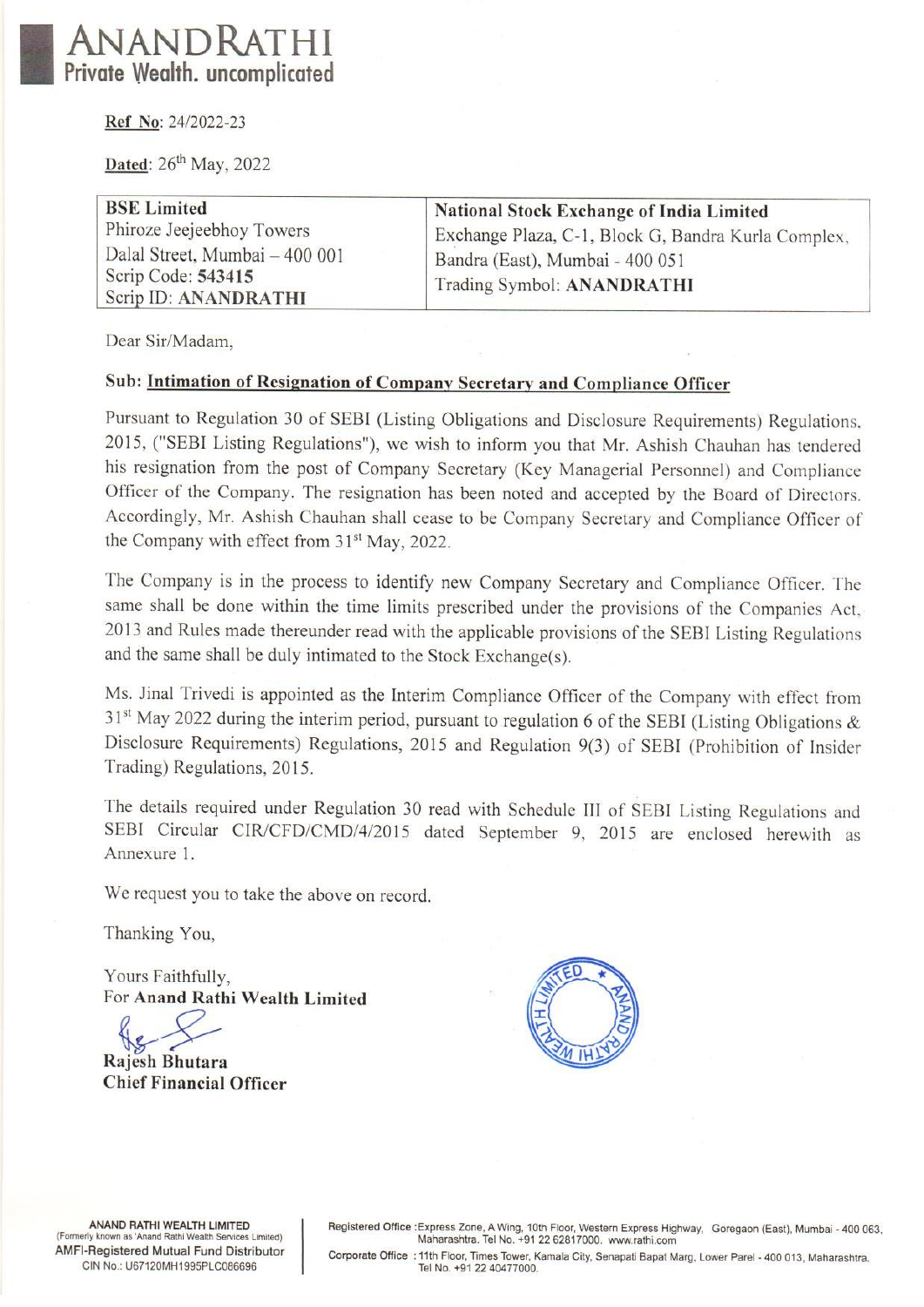**ANANDRATHI**
**Private Wealth. uncomplicated**

**Ref No**: 24/2022-23

**Dated**: 26th May, 2022

| BSE Limited | National Stock Exchange of India Limited |
|---|---|
| Phiroze Jeejeebhoy Towers<br>Dalal Street, Mumbai – 400 001<br>Scrip Code: **543415**<br>Scrip ID: **ANANDRATHI** | Exchange Plaza, C-1, Block G, Bandra Kurla Complex, Bandra (East), Mumbai - 400 051<br>Trading Symbol: **ANANDRATHI** |

Dear Sir/Madam,

**Sub: Intimation of Resignation of Company Secretary and Compliance Officer**

Pursuant to Regulation 30 of SEBI (Listing Obligations and Disclosure Requirements) Regulations, 2015, ("SEBI Listing Regulations"), we wish to inform you that Mr. Ashish Chauhan has tendered his resignation from the post of Company Secretary (Key Managerial Personnel) and Compliance Officer of the Company. The resignation has been noted and accepted by the Board of Directors. Accordingly, Mr. Ashish Chauhan shall cease to be Company Secretary and Compliance Officer of the Company with effect from 31st May, 2022.

The Company is in the process to identify new Company Secretary and Compliance Officer. The same shall be done within the time limits prescribed under the provisions of the Companies Act, 2013 and Rules made thereunder read with the applicable provisions of the SEBI Listing Regulations and the same shall be duly intimated to the Stock Exchange(s).

Ms. Jinal Trivedi is appointed as the Interim Compliance Officer of the Company with effect from 31st May 2022 during the interim period, pursuant to regulation 6 of the SEBI (Listing Obligations & Disclosure Requirements) Regulations, 2015 and Regulation 9(3) of SEBI (Prohibition of Insider Trading) Regulations, 2015.

The details required under Regulation 30 read with Schedule III of SEBI Listing Regulations and SEBI Circular CIR/CFD/CMD/4/2015 dated September 9, 2015 are enclosed herewith as Annexure 1.

We request you to take the above on record.

Thanking You,

Yours Faithfully,
For **Anand Rathi Wealth Limited**

**Rajesh Bhutara**
**Chief Financial Officer**

**ANAND RATHI WEALTH LIMITED**
(Formerly known as 'Anand Rathi Wealth Services Limited)
**AMFI-Registered Mutual Fund Distributor**
CIN No.: U67120MH1995PLC086696

Registered Office : Express Zone, A Wing, 10th Floor, Western Express Highway, Goregaon (East), Mumbai - 400 063, Maharashtra. Tel No. +91 22 62817000. www.rathi.com

Corporate Office : 11th Floor, Times Tower, Kamala City, Senapati Bapat Marg, Lower Parel - 400 013, Maharashtra. Tel No. +91 22 40477000.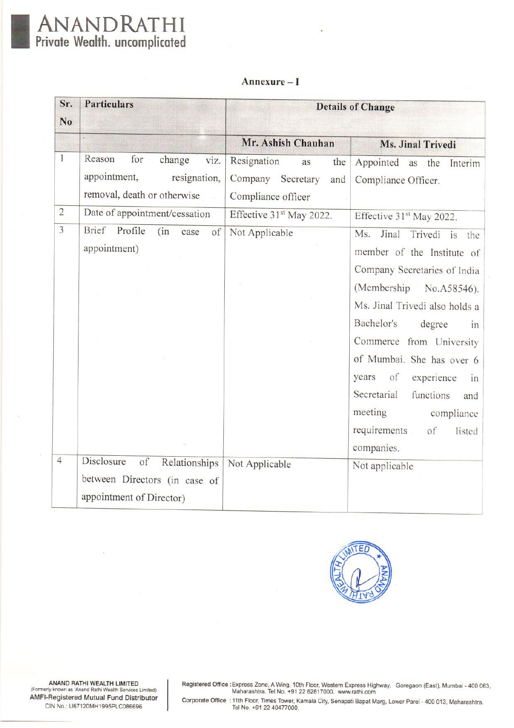## Annexure – I

| Sr. No | Particulars | Details of Change | |
|---|---|---|---|
| | | **Mr. Ashish Chauhan** | **Ms. Jinal Trivedi** |
| 1 | Reason for change viz. appointment, resignation, removal, death or otherwise | Resignation as the Company Secretary and Compliance officer | Appointed as the Interim Compliance Officer. |
| 2 | Date of appointment/cessation | Effective 31st May 2022. | Effective 31st May 2022. |
| 3 | Brief Profile (in case of appointment) | Not Applicable | Ms. Jinal Trivedi is the member of the Institute of Company Secretaries of India (Membership No.A58546). Ms. Jinal Trivedi also holds a Bachelor's degree in Commerce from University of Mumbai. She has over 6 years of experience in Secretarial functions and meeting compliance requirements of listed companies. |
| 4 | Disclosure of Relationships between Directors (in case of appointment of Director) | Not Applicable | Not applicable |